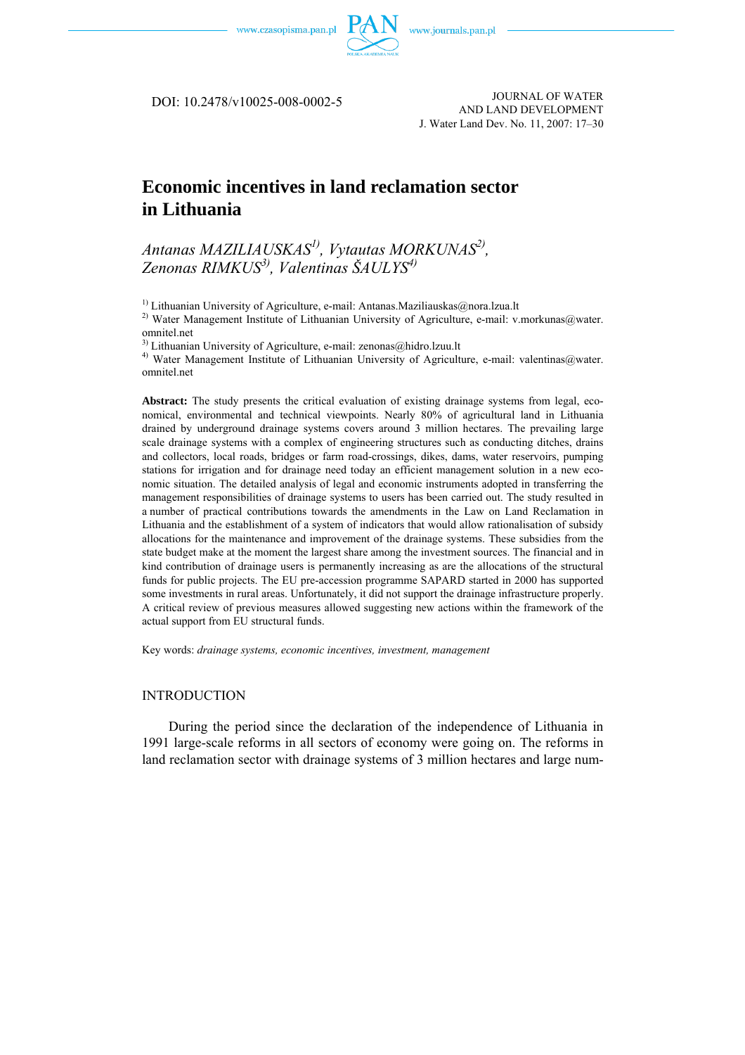DOI: 10.2478/v10025-008-0002-5

JOURNAL OF WATER AND LAND DEVELOPMENT
J. Water Land Dev. No. 11, 2007: 17–30

# Economic incentives in land reclamation sector in Lithuania

*Antanas MAZILIAUSKAS*[1], *Vytautas MORKUNAS*[2], *Zenonas RIMKUS*[3], *Valentinas ŠAULYS*[4]

[1] Lithuanian University of Agriculture, e-mail: Antanas.Maziliauskas@nora.lzua.lt
[2] Water Management Institute of Lithuanian University of Agriculture, e-mail: v.morkunas@water.omnitel.net
[3] Lithuanian University of Agriculture, e-mail: zenonas@hidro.lzuu.lt
[4] Water Management Institute of Lithuanian University of Agriculture, e-mail: valentinas@water.omnitel.net

**Abstract:** The study presents the critical evaluation of existing drainage systems from legal, economical, environmental and technical viewpoints. Nearly 80% of agricultural land in Lithuania drained by underground drainage systems covers around 3 million hectares. The prevailing large scale drainage systems with a complex of engineering structures such as conducting ditches, drains and collectors, local roads, bridges or farm road-crossings, dikes, dams, water reservoirs, pumping stations for irrigation and for drainage need today an efficient management solution in a new economic situation. The detailed analysis of legal and economic instruments adopted in transferring the management responsibilities of drainage systems to users has been carried out. The study resulted in a number of practical contributions towards the amendments in the Law on Land Reclamation in Lithuania and the establishment of a system of indicators that would allow rationalisation of subsidy allocations for the maintenance and improvement of the drainage systems. These subsidies from the state budget make at the moment the largest share among the investment sources. The financial and in kind contribution of drainage users is permanently increasing as are the allocations of the structural funds for public projects. The EU pre-accession programme SAPARD started in 2000 has supported some investments in rural areas. Unfortunately, it did not support the drainage infrastructure properly. A critical review of previous measures allowed suggesting new actions within the framework of the actual support from EU structural funds.

Key words: *drainage systems, economic incentives, investment, management*

## INTRODUCTION

During the period since the declaration of the independence of Lithuania in 1991 large-scale reforms in all sectors of economy were going on. The reforms in land reclamation sector with drainage systems of 3 million hectares and large num-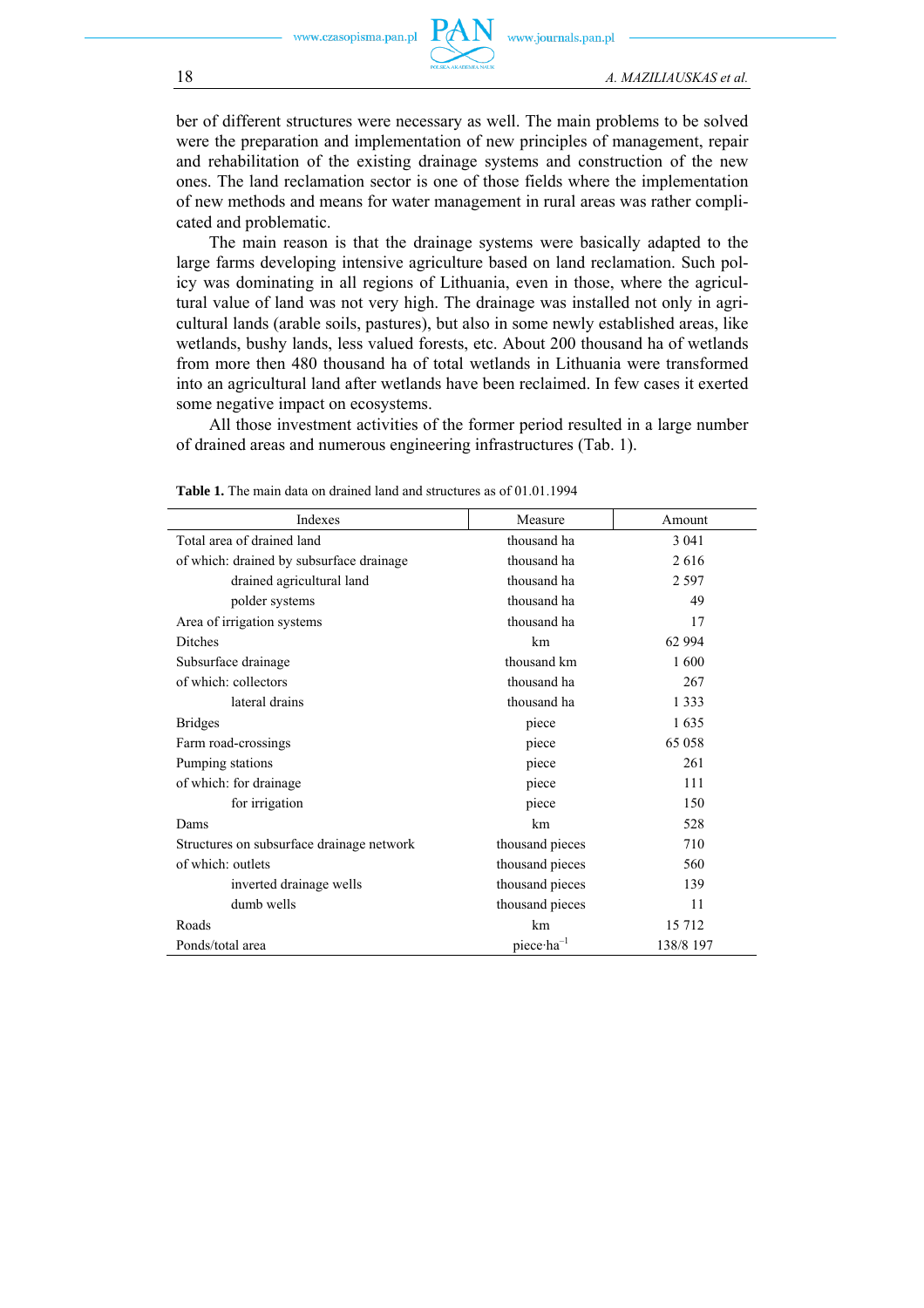ber of different structures were necessary as well. The main problems to be solved were the preparation and implementation of new principles of management, repair and rehabilitation of the existing drainage systems and construction of the new ones. The land reclamation sector is one of those fields where the implementation of new methods and means for water management in rural areas was rather complicated and problematic.

The main reason is that the drainage systems were basically adapted to the large farms developing intensive agriculture based on land reclamation. Such policy was dominating in all regions of Lithuania, even in those, where the agricultural value of land was not very high. The drainage was installed not only in agricultural lands (arable soils, pastures), but also in some newly established areas, like wetlands, bushy lands, less valued forests, etc. About 200 thousand ha of wetlands from more then 480 thousand ha of total wetlands in Lithuania were transformed into an agricultural land after wetlands have been reclaimed. In few cases it exerted some negative impact on ecosystems.

All those investment activities of the former period resulted in a large number of drained areas and numerous engineering infrastructures (Tab. 1).

**Table 1.** The main data on drained land and structures as of 01.01.1994

| Indexes | Measure | Amount |
|---|---|---|
| Total area of drained land | thousand ha | 3 041 |
| of which: drained by subsurface drainage | thousand ha | 2 616 |
| drained agricultural land | thousand ha | 2 597 |
| polder systems | thousand ha | 49 |
| Area of irrigation systems | thousand ha | 17 |
| Ditches | km | 62 994 |
| Subsurface drainage | thousand km | 1 600 |
| of which: collectors | thousand ha | 267 |
| lateral drains | thousand ha | 1 333 |
| Bridges | piece | 1 635 |
| Farm road-crossings | piece | 65 058 |
| Pumping stations | piece | 261 |
| of which: for drainage | piece | 111 |
| for irrigation | piece | 150 |
| Dams | km | 528 |
| Structures on subsurface drainage network | thousand pieces | 710 |
| of which: outlets | thousand pieces | 560 |
| inverted drainage wells | thousand pieces | 139 |
| dumb wells | thousand pieces | 11 |
| Roads | km | 15 712 |
| Ponds/total area | piece·ha$^{-1}$ | 138/8 197 |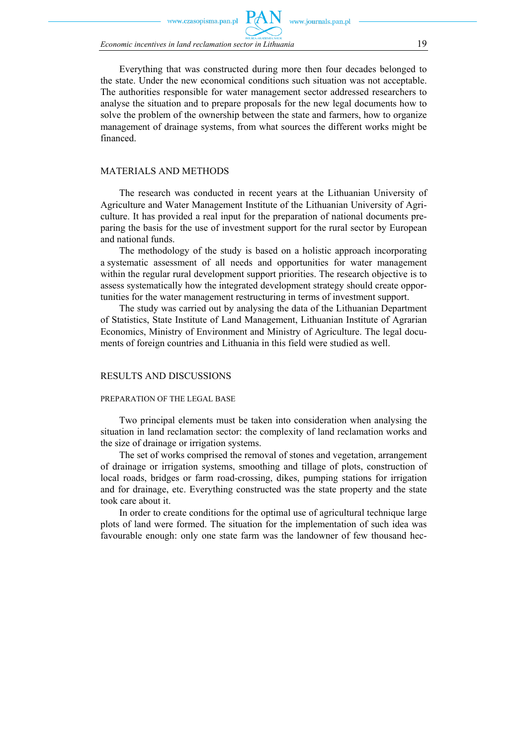Everything that was constructed during more then four decades belonged to the state. Under the new economical conditions such situation was not acceptable. The authorities responsible for water management sector addressed researchers to analyse the situation and to prepare proposals for the new legal documents how to solve the problem of the ownership between the state and farmers, how to organize management of drainage systems, from what sources the different works might be financed.

## MATERIALS AND METHODS

The research was conducted in recent years at the Lithuanian University of Agriculture and Water Management Institute of the Lithuanian University of Agriculture. It has provided a real input for the preparation of national documents preparing the basis for the use of investment support for the rural sector by European and national funds.

The methodology of the study is based on a holistic approach incorporating a systematic assessment of all needs and opportunities for water management within the regular rural development support priorities. The research objective is to assess systematically how the integrated development strategy should create opportunities for the water management restructuring in terms of investment support.

The study was carried out by analysing the data of the Lithuanian Department of Statistics, State Institute of Land Management, Lithuanian Institute of Agrarian Economics, Ministry of Environment and Ministry of Agriculture. The legal documents of foreign countries and Lithuania in this field were studied as well.

## RESULTS AND DISCUSSIONS

### PREPARATION OF THE LEGAL BASE

Two principal elements must be taken into consideration when analysing the situation in land reclamation sector: the complexity of land reclamation works and the size of drainage or irrigation systems.

The set of works comprised the removal of stones and vegetation, arrangement of drainage or irrigation systems, smoothing and tillage of plots, construction of local roads, bridges or farm road-crossing, dikes, pumping stations for irrigation and for drainage, etc. Everything constructed was the state property and the state took care about it.

In order to create conditions for the optimal use of agricultural technique large plots of land were formed. The situation for the implementation of such idea was favourable enough: only one state farm was the landowner of few thousand hec-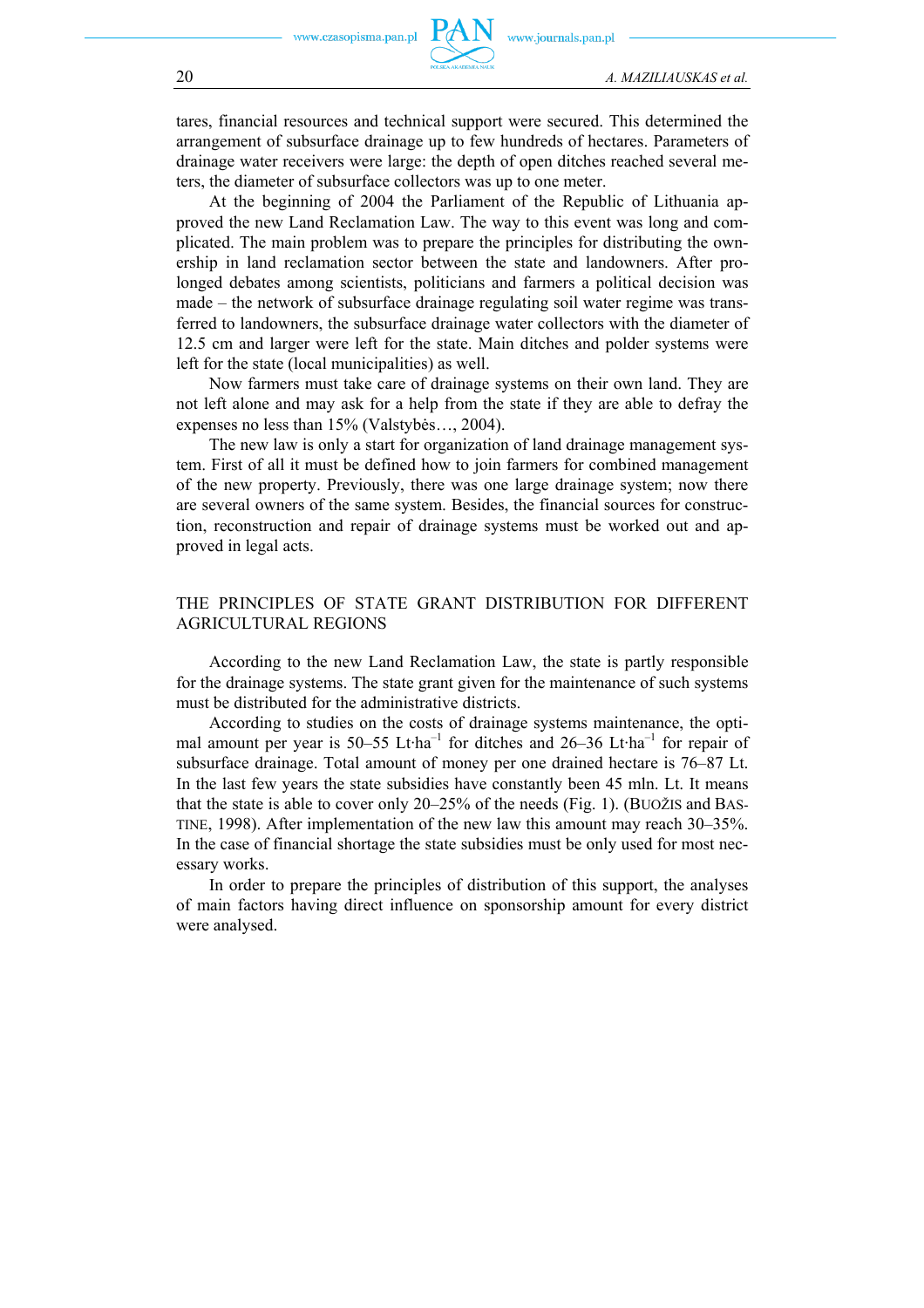tares, financial resources and technical support were secured. This determined the arrangement of subsurface drainage up to few hundreds of hectares. Parameters of drainage water receivers were large: the depth of open ditches reached several meters, the diameter of subsurface collectors was up to one meter.

At the beginning of 2004 the Parliament of the Republic of Lithuania approved the new Land Reclamation Law. The way to this event was long and complicated. The main problem was to prepare the principles for distributing the ownership in land reclamation sector between the state and landowners. After prolonged debates among scientists, politicians and farmers a political decision was made – the network of subsurface drainage regulating soil water regime was transferred to landowners, the subsurface drainage water collectors with the diameter of 12.5 cm and larger were left for the state. Main ditches and polder systems were left for the state (local municipalities) as well.

Now farmers must take care of drainage systems on their own land. They are not left alone and may ask for a help from the state if they are able to defray the expenses no less than 15% (Valstybės…, 2004).

The new law is only a start for organization of land drainage management system. First of all it must be defined how to join farmers for combined management of the new property. Previously, there was one large drainage system; now there are several owners of the same system. Besides, the financial sources for construction, reconstruction and repair of drainage systems must be worked out and approved in legal acts.

## THE PRINCIPLES OF STATE GRANT DISTRIBUTION FOR DIFFERENT AGRICULTURAL REGIONS

According to the new Land Reclamation Law, the state is partly responsible for the drainage systems. The state grant given for the maintenance of such systems must be distributed for the administrative districts.

According to studies on the costs of drainage systems maintenance, the optimal amount per year is 50–55 $\text{Lt}\cdot\text{ha}^{-1}$ for ditches and 26–36 $\text{Lt}\cdot\text{ha}^{-1}$ for repair of subsurface drainage. Total amount of money per one drained hectare is 76–87 Lt. In the last few years the state subsidies have constantly been 45 mln. Lt. It means that the state is able to cover only 20–25% of the needs (Fig. 1). (BUOŽIS and BASTINE, 1998). After implementation of the new law this amount may reach 30–35%. In the case of financial shortage the state subsidies must be only used for most necessary works.

In order to prepare the principles of distribution of this support, the analyses of main factors having direct influence on sponsorship amount for every district were analysed.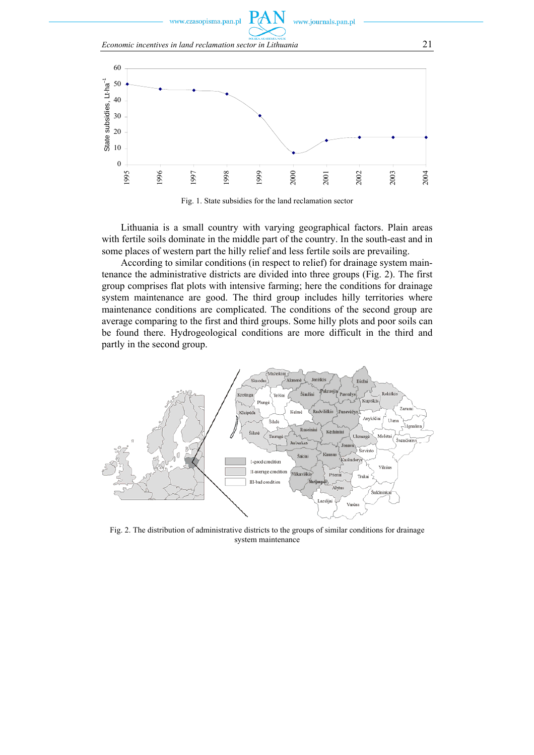Fig. 1. State subsidies for the land reclamation sector

Lithuania is a small country with varying geographical factors. Plain areas with fertile soils dominate in the middle part of the country. In the south-east and in some places of western part the hilly relief and less fertile soils are prevailing.

According to similar conditions (in respect to relief) for drainage system maintenance the administrative districts are divided into three groups (Fig. 2). The first group comprises flat plots with intensive farming; here the conditions for drainage system maintenance are good. The third group includes hilly territories where maintenance conditions are complicated. The conditions of the second group are average comparing to the first and third groups. Some hilly plots and poor soils can be found there. Hydrogeological conditions are more difficult in the third and partly in the second group.

Fig. 2. The distribution of administrative districts to the groups of similar conditions for drainage system maintenance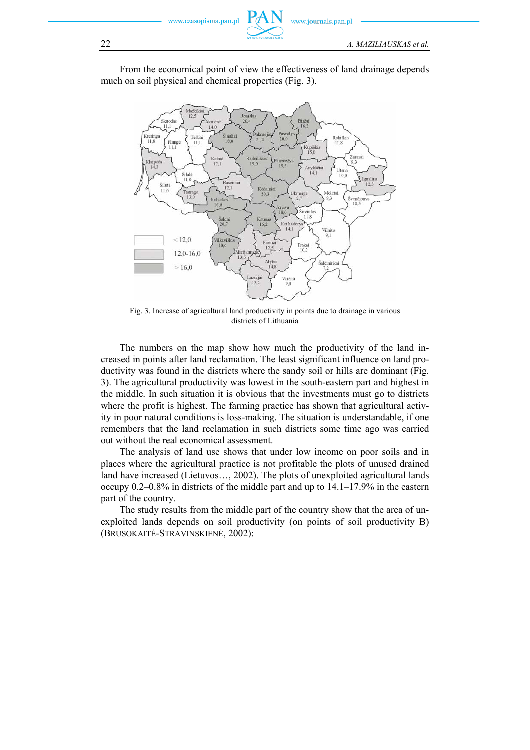From the economical point of view the effectiveness of land drainage depends much on soil physical and chemical properties (Fig. 3).

Fig. 3. Increase of agricultural land productivity in points due to drainage in various districts of Lithuania

The numbers on the map show how much the productivity of the land increased in points after land reclamation. The least significant influence on land productivity was found in the districts where the sandy soil or hills are dominant (Fig. 3). The agricultural productivity was lowest in the south-eastern part and highest in the middle. In such situation it is obvious that the investments must go to districts where the profit is highest. The farming practice has shown that agricultural activity in poor natural conditions is loss-making. The situation is understandable, if one remembers that the land reclamation in such districts some time ago was carried out without the real economical assessment.

The analysis of land use shows that under low income on poor soils and in places where the agricultural practice is not profitable the plots of unused drained land have increased (Lietuvos…, 2002). The plots of unexploited agricultural lands occupy 0.2–0.8% in districts of the middle part and up to 14.1–17.9% in the eastern part of the country.

The study results from the middle part of the country show that the area of unexploited lands depends on soil productivity (on points of soil productivity B) (BRUSOKAITĖ-STRAVINSKIENĖ, 2002):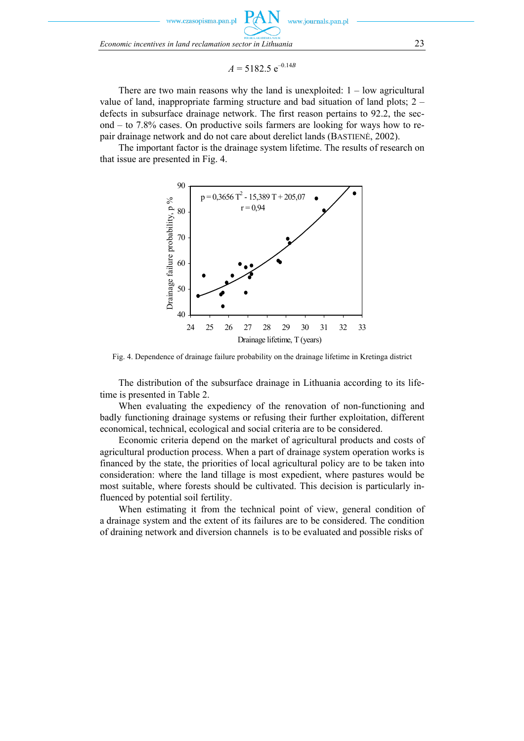$$A = 5182.5\ e^{-0.14B}$$

There are two main reasons why the land is unexploited: 1 – low agricultural value of land, inappropriate farming structure and bad situation of land plots; 2 – defects in subsurface drainage network. The first reason pertains to 92.2, the second – to 7.8% cases. On productive soils farmers are looking for ways how to repair drainage network and do not care about derelict lands (BASTIENĖ, 2002).

The important factor is the drainage system lifetime. The results of research on that issue are presented in Fig. 4.

Fig. 4. Dependence of drainage failure probability on the drainage lifetime in Kretinga district

The distribution of the subsurface drainage in Lithuania according to its lifetime is presented in Table 2.

When evaluating the expediency of the renovation of non-functioning and badly functioning drainage systems or refusing their further exploitation, different economical, technical, ecological and social criteria are to be considered.

Economic criteria depend on the market of agricultural products and costs of agricultural production process. When a part of drainage system operation works is financed by the state, the priorities of local agricultural policy are to be taken into consideration: where the land tillage is most expedient, where pastures would be most suitable, where forests should be cultivated. This decision is particularly influenced by potential soil fertility.

When estimating it from the technical point of view, general condition of a drainage system and the extent of its failures are to be considered. The condition of draining network and diversion channels is to be evaluated and possible risks of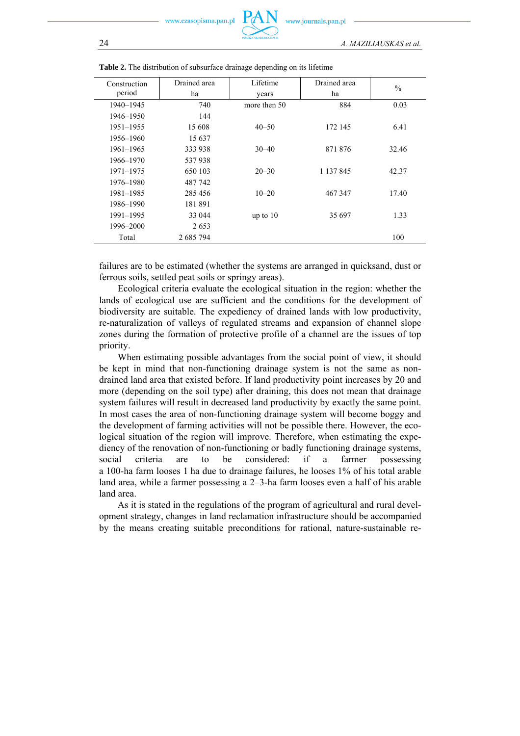**Table 2.** The distribution of subsurface drainage depending on its lifetime

| Construction period | Drained area ha | Lifetime years | Drained area ha | % |
|---|---|---|---|---|
| 1940–1945 | 740 | more then 50 | 884 | 0.03 |
| 1946–1950 | 144 | | | |
| 1951–1955 | 15 608 | 40–50 | 172 145 | 6.41 |
| 1956–1960 | 15 637 | | | |
| 1961–1965 | 333 938 | 30–40 | 871 876 | 32.46 |
| 1966–1970 | 537 938 | | | |
| 1971–1975 | 650 103 | 20–30 | 1 137 845 | 42.37 |
| 1976–1980 | 487 742 | | | |
| 1981–1985 | 285 456 | 10–20 | 467 347 | 17.40 |
| 1986–1990 | 181 891 | | | |
| 1991–1995 | 33 044 | up to 10 | 35 697 | 1.33 |
| 1996–2000 | 2 653 | | | |
| Total | 2 685 794 | | | 100 |

failures are to be estimated (whether the systems are arranged in quicksand, dust or ferrous soils, settled peat soils or springy areas).

Ecological criteria evaluate the ecological situation in the region: whether the lands of ecological use are sufficient and the conditions for the development of biodiversity are suitable. The expediency of drained lands with low productivity, re-naturalization of valleys of regulated streams and expansion of channel slope zones during the formation of protective profile of a channel are the issues of top priority.

When estimating possible advantages from the social point of view, it should be kept in mind that non-functioning drainage system is not the same as non-drained land area that existed before. If land productivity point increases by 20 and more (depending on the soil type) after draining, this does not mean that drainage system failures will result in decreased land productivity by exactly the same point. In most cases the area of non-functioning drainage system will become boggy and the development of farming activities will not be possible there. However, the ecological situation of the region will improve. Therefore, when estimating the expediency of the renovation of non-functioning or badly functioning drainage systems, social criteria are to be considered: if a farmer possessing a 100-ha farm looses 1 ha due to drainage failures, he looses 1% of his total arable land area, while a farmer possessing a 2–3-ha farm looses even a half of his arable land area.

As it is stated in the regulations of the program of agricultural and rural development strategy, changes in land reclamation infrastructure should be accompanied by the means creating suitable preconditions for rational, nature-sustainable re-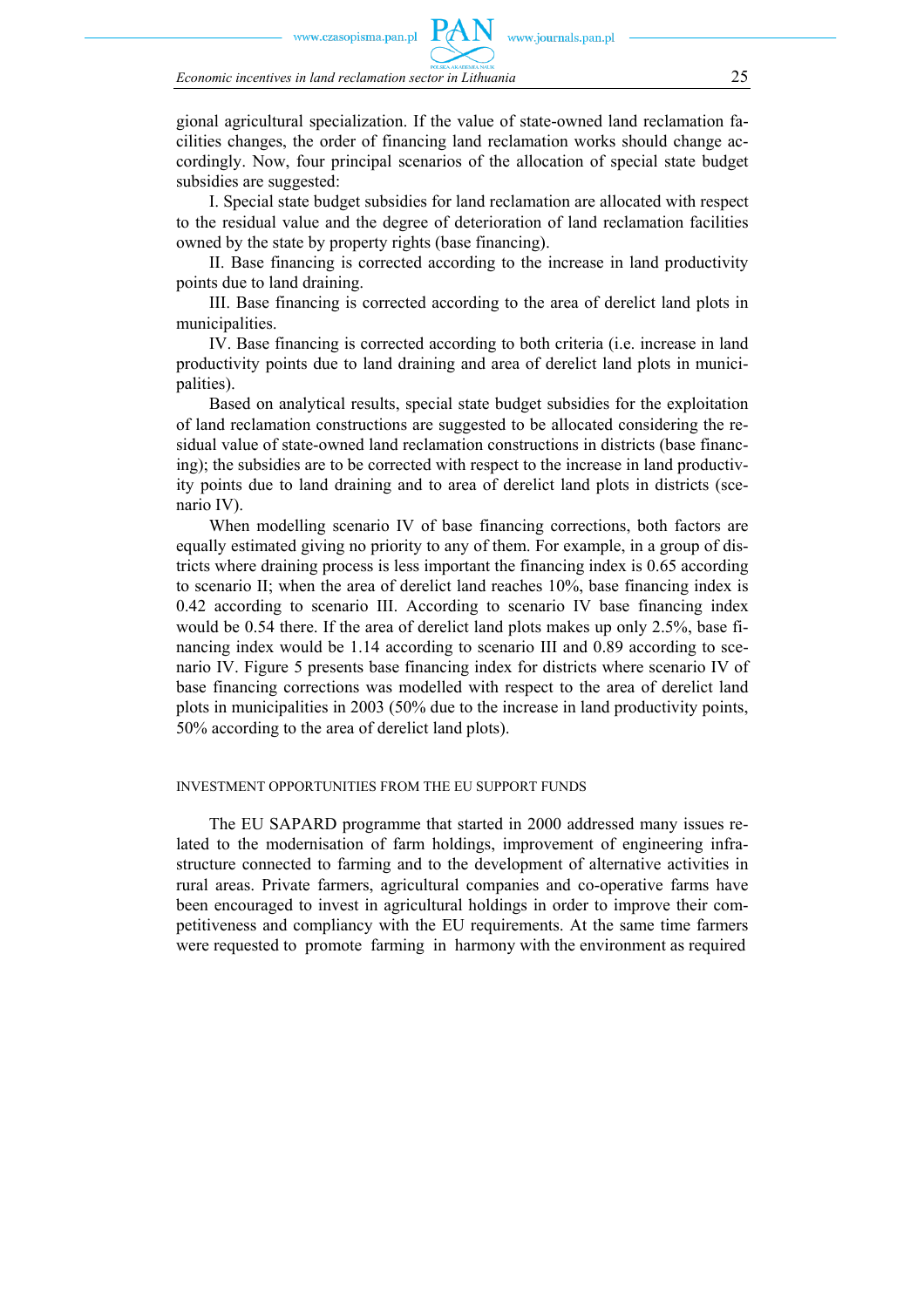gional agricultural specialization. If the value of state-owned land reclamation facilities changes, the order of financing land reclamation works should change accordingly. Now, four principal scenarios of the allocation of special state budget subsidies are suggested:

I. Special state budget subsidies for land reclamation are allocated with respect to the residual value and the degree of deterioration of land reclamation facilities owned by the state by property rights (base financing).

II. Base financing is corrected according to the increase in land productivity points due to land draining.

III. Base financing is corrected according to the area of derelict land plots in municipalities.

IV. Base financing is corrected according to both criteria (i.e. increase in land productivity points due to land draining and area of derelict land plots in municipalities).

Based on analytical results, special state budget subsidies for the exploitation of land reclamation constructions are suggested to be allocated considering the residual value of state-owned land reclamation constructions in districts (base financing); the subsidies are to be corrected with respect to the increase in land productivity points due to land draining and to area of derelict land plots in districts (scenario IV).

When modelling scenario IV of base financing corrections, both factors are equally estimated giving no priority to any of them. For example, in a group of districts where draining process is less important the financing index is 0.65 according to scenario II; when the area of derelict land reaches 10%, base financing index is 0.42 according to scenario III. According to scenario IV base financing index would be 0.54 there. If the area of derelict land plots makes up only 2.5%, base financing index would be 1.14 according to scenario III and 0.89 according to scenario IV. Figure 5 presents base financing index for districts where scenario IV of base financing corrections was modelled with respect to the area of derelict land plots in municipalities in 2003 (50% due to the increase in land productivity points, 50% according to the area of derelict land plots).

## INVESTMENT OPPORTUNITIES FROM THE EU SUPPORT FUNDS

The EU SAPARD programme that started in 2000 addressed many issues related to the modernisation of farm holdings, improvement of engineering infrastructure connected to farming and to the development of alternative activities in rural areas. Private farmers, agricultural companies and co-operative farms have been encouraged to invest in agricultural holdings in order to improve their competitiveness and compliancy with the EU requirements. At the same time farmers were requested to promote farming in harmony with the environment as required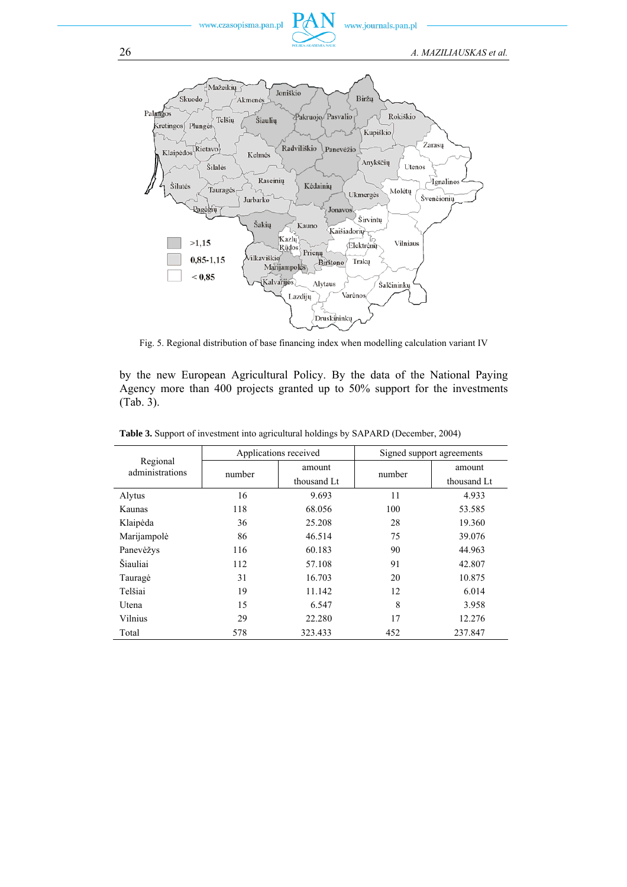Fig. 5. Regional distribution of base financing index when modelling calculation variant IV

by the new European Agricultural Policy. By the data of the National Paying Agency more than 400 projects granted up to 50% support for the investments (Tab. 3).

**Table 3.** Support of investment into agricultural holdings by SAPARD (December, 2004)

| Regional administrations | Applications received | | Signed support agreements | |
|---|---|---|---|---|
| | number | amount thousand Lt | number | amount thousand Lt |
| Alytus | 16 | 9.693 | 11 | 4.933 |
| Kaunas | 118 | 68.056 | 100 | 53.585 |
| Klaipėda | 36 | 25.208 | 28 | 19.360 |
| Marijampolė | 86 | 46.514 | 75 | 39.076 |
| Panevėžys | 116 | 60.183 | 90 | 44.963 |
| Šiauliai | 112 | 57.108 | 91 | 42.807 |
| Tauragė | 31 | 16.703 | 20 | 10.875 |
| Telšiai | 19 | 11.142 | 12 | 6.014 |
| Utena | 15 | 6.547 | 8 | 3.958 |
| Vilnius | 29 | 22.280 | 17 | 12.276 |
| Total | 578 | 323.433 | 452 | 237.847 |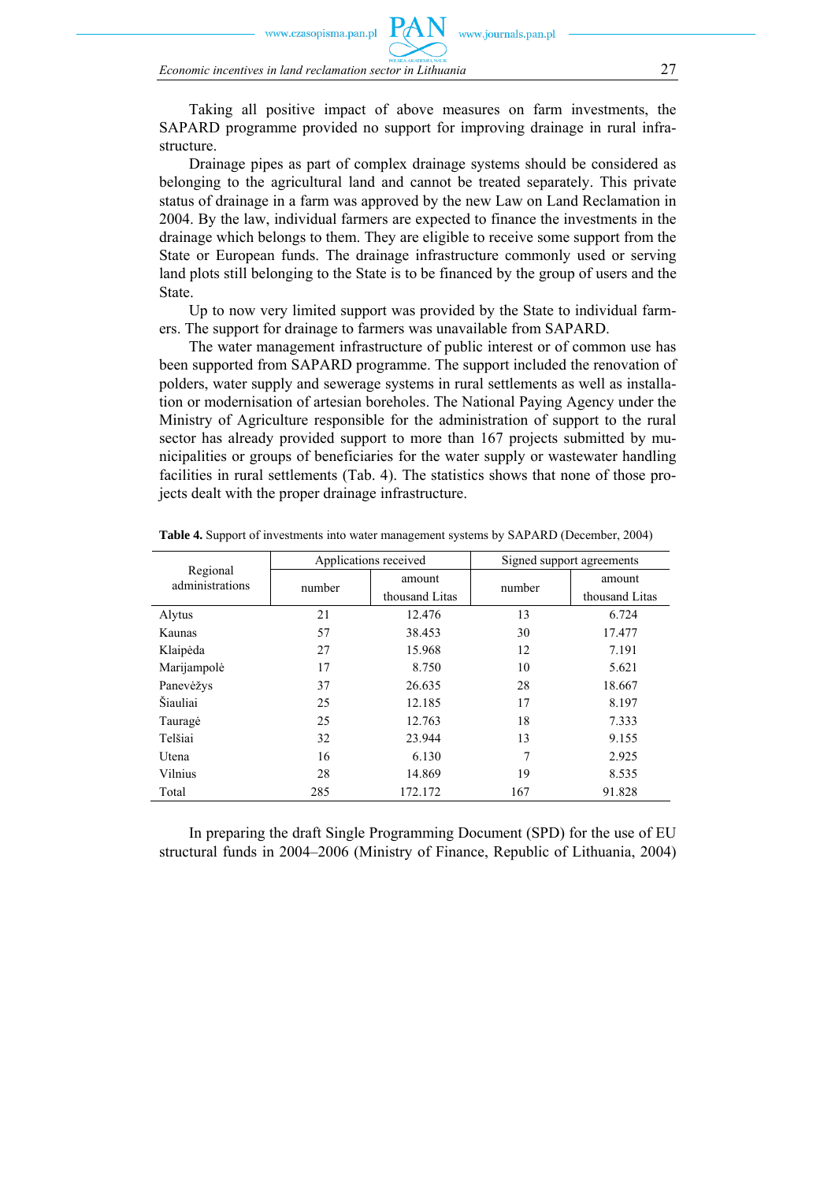Taking all positive impact of above measures on farm investments, the SAPARD programme provided no support for improving drainage in rural infrastructure.

Drainage pipes as part of complex drainage systems should be considered as belonging to the agricultural land and cannot be treated separately. This private status of drainage in a farm was approved by the new Law on Land Reclamation in 2004. By the law, individual farmers are expected to finance the investments in the drainage which belongs to them. They are eligible to receive some support from the State or European funds. The drainage infrastructure commonly used or serving land plots still belonging to the State is to be financed by the group of users and the State.

Up to now very limited support was provided by the State to individual farmers. The support for drainage to farmers was unavailable from SAPARD.

The water management infrastructure of public interest or of common use has been supported from SAPARD programme. The support included the renovation of polders, water supply and sewerage systems in rural settlements as well as installation or modernisation of artesian boreholes. The National Paying Agency under the Ministry of Agriculture responsible for the administration of support to the rural sector has already provided support to more than 167 projects submitted by municipalities or groups of beneficiaries for the water supply or wastewater handling facilities in rural settlements (Tab. 4). The statistics shows that none of those projects dealt with the proper drainage infrastructure.

**Table 4.** Support of investments into water management systems by SAPARD (December, 2004)

| Regional administrations | Applications received | | Signed support agreements | |
|---|---|---|---|---|
| | number | amount thousand Litas | number | amount thousand Litas |
| Alytus | 21 | 12.476 | 13 | 6.724 |
| Kaunas | 57 | 38.453 | 30 | 17.477 |
| Klaipėda | 27 | 15.968 | 12 | 7.191 |
| Marijampolė | 17 | 8.750 | 10 | 5.621 |
| Panevėžys | 37 | 26.635 | 28 | 18.667 |
| Šiauliai | 25 | 12.185 | 17 | 8.197 |
| Tauragė | 25 | 12.763 | 18 | 7.333 |
| Telšiai | 32 | 23.944 | 13 | 9.155 |
| Utena | 16 | 6.130 | 7 | 2.925 |
| Vilnius | 28 | 14.869 | 19 | 8.535 |
| Total | 285 | 172.172 | 167 | 91.828 |

In preparing the draft Single Programming Document (SPD) for the use of EU structural funds in 2004–2006 (Ministry of Finance, Republic of Lithuania, 2004)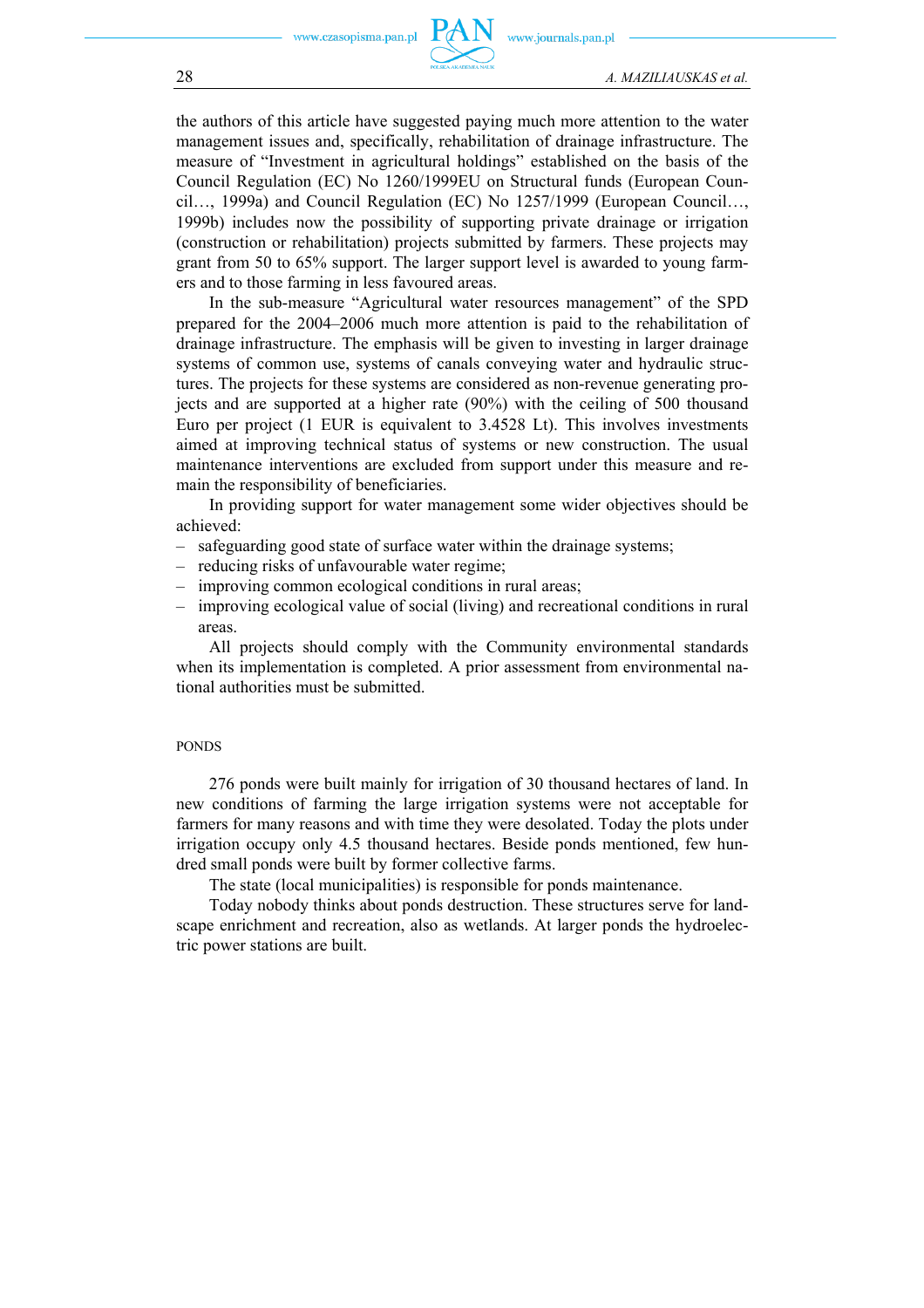the authors of this article have suggested paying much more attention to the water management issues and, specifically, rehabilitation of drainage infrastructure. The measure of "Investment in agricultural holdings" established on the basis of the Council Regulation (EC) No 1260/1999EU on Structural funds (European Council…, 1999a) and Council Regulation (EC) No 1257/1999 (European Council…, 1999b) includes now the possibility of supporting private drainage or irrigation (construction or rehabilitation) projects submitted by farmers. These projects may grant from 50 to 65% support. The larger support level is awarded to young farmers and to those farming in less favoured areas.

In the sub-measure "Agricultural water resources management" of the SPD prepared for the 2004–2006 much more attention is paid to the rehabilitation of drainage infrastructure. The emphasis will be given to investing in larger drainage systems of common use, systems of canals conveying water and hydraulic structures. The projects for these systems are considered as non-revenue generating projects and are supported at a higher rate (90%) with the ceiling of 500 thousand Euro per project (1 EUR is equivalent to 3.4528 Lt). This involves investments aimed at improving technical status of systems or new construction. The usual maintenance interventions are excluded from support under this measure and remain the responsibility of beneficiaries.

In providing support for water management some wider objectives should be achieved:

- safeguarding good state of surface water within the drainage systems;
- reducing risks of unfavourable water regime;
- improving common ecological conditions in rural areas;
- improving ecological value of social (living) and recreational conditions in rural areas.

All projects should comply with the Community environmental standards when its implementation is completed. A prior assessment from environmental national authorities must be submitted.

## PONDS

276 ponds were built mainly for irrigation of 30 thousand hectares of land. In new conditions of farming the large irrigation systems were not acceptable for farmers for many reasons and with time they were desolated. Today the plots under irrigation occupy only 4.5 thousand hectares. Beside ponds mentioned, few hundred small ponds were built by former collective farms.

The state (local municipalities) is responsible for ponds maintenance.

Today nobody thinks about ponds destruction. These structures serve for landscape enrichment and recreation, also as wetlands. At larger ponds the hydroelectric power stations are built.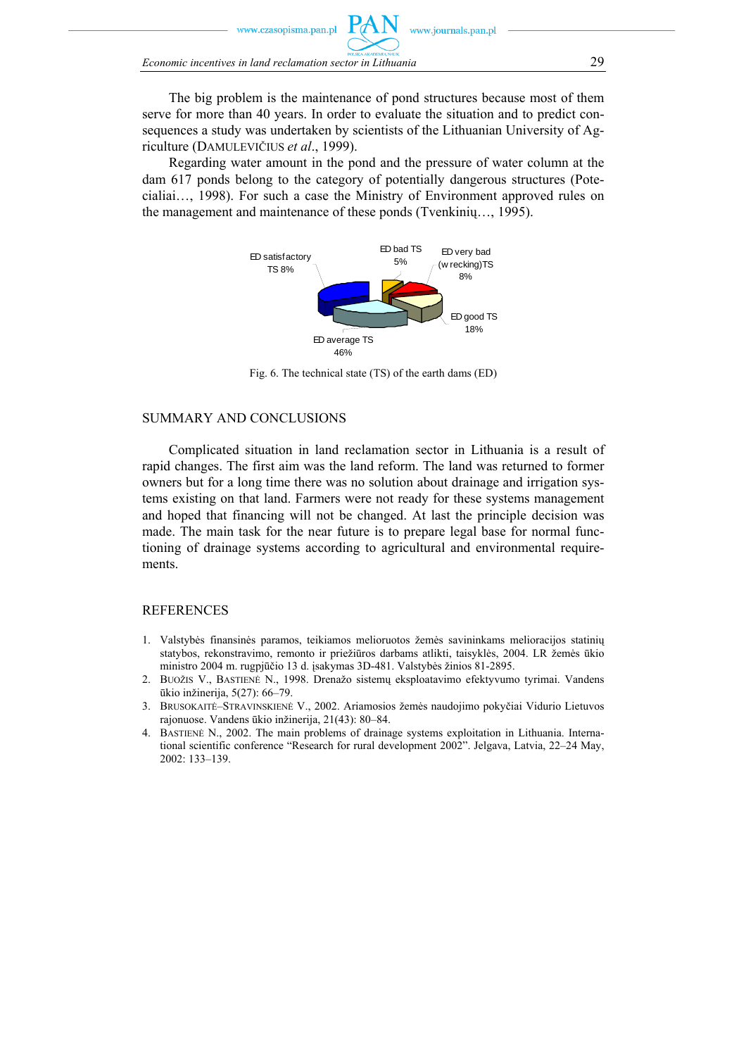The big problem is the maintenance of pond structures because most of them serve for more than 40 years. In order to evaluate the situation and to predict consequences a study was undertaken by scientists of the Lithuanian University of Agriculture (DAMULEVIČIUS *et al*., 1999).

Regarding water amount in the pond and the pressure of water column at the dam 617 ponds belong to the category of potentially dangerous structures (Potecialiai…, 1998). For such a case the Ministry of Environment approved rules on the management and maintenance of these ponds (Tvenkinių…, 1995).

Fig. 6. The technical state (TS) of the earth dams (ED)

## SUMMARY AND CONCLUSIONS

Complicated situation in land reclamation sector in Lithuania is a result of rapid changes. The first aim was the land reform. The land was returned to former owners but for a long time there was no solution about drainage and irrigation systems existing on that land. Farmers were not ready for these systems management and hoped that financing will not be changed. At last the principle decision was made. The main task for the near future is to prepare legal base for normal functioning of drainage systems according to agricultural and environmental requirements.

## REFERENCES

1. Valstybės finansinės paramos, teikiamos melioruotos žemės savininkams melioracijos statinių statybos, rekonstravimo, remonto ir priežiūros darbams atlikti, taisyklės, 2004. LR žemės ūkio ministro 2004 m. rugpjūčio 13 d. įsakymas 3D-481. Valstybės žinios 81-2895.
2. BUOŽIS V., BASTIENĖ N., 1998. Drenažo sistemų eksploatavimo efektyvumo tyrimai. Vandens ūkio inžinerija, 5(27): 66–79.
3. BRUSOKAITĖ–STRAVINSKIENĖ V., 2002. Ariamosios žemės naudojimo pokyčiai Vidurio Lietuvos rajonuose. Vandens ūkio inžinerija, 21(43): 80–84.
4. BASTIENĖ N., 2002. The main problems of drainage systems exploitation in Lithuania. International scientific conference "Research for rural development 2002". Jelgava, Latvia, 22–24 May, 2002: 133–139.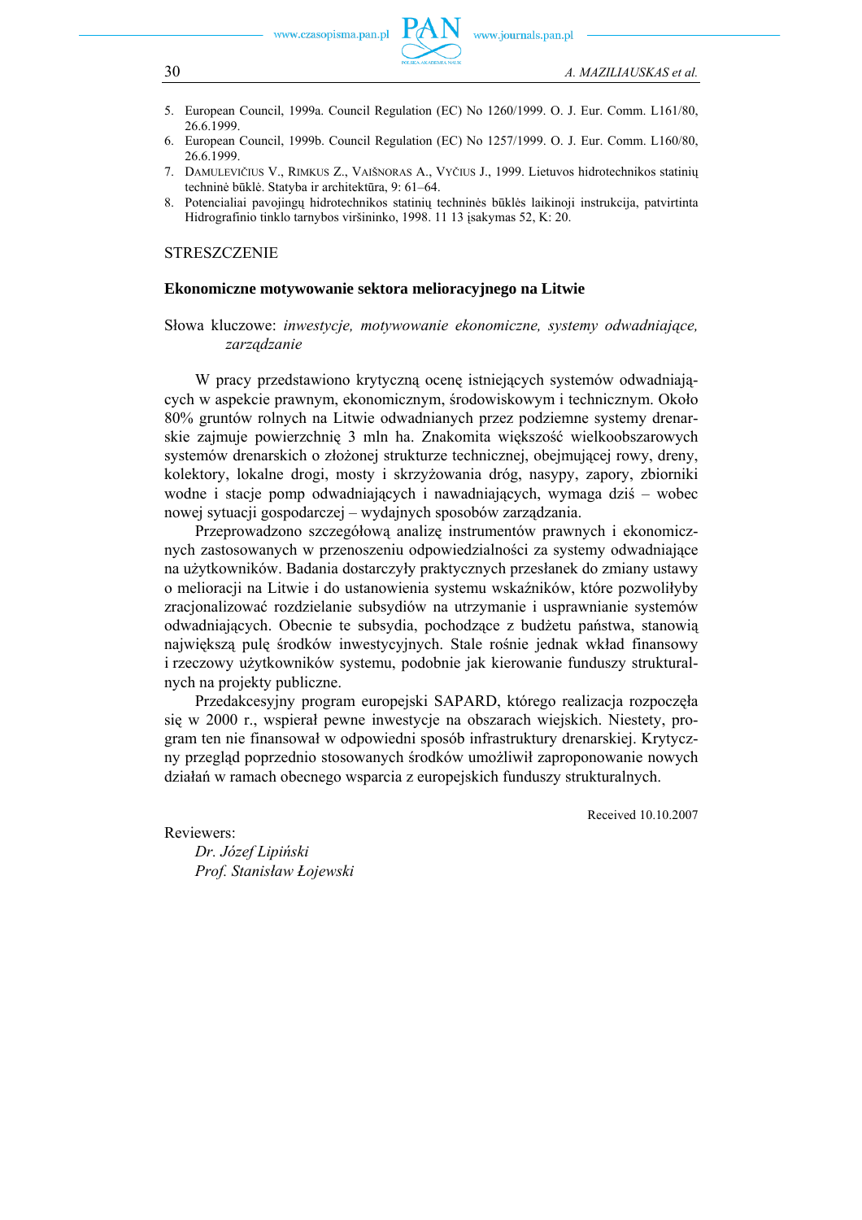5. European Council, 1999a. Council Regulation (EC) No 1260/1999. O. J. Eur. Comm. L161/80, 26.6.1999.
6. European Council, 1999b. Council Regulation (EC) No 1257/1999. O. J. Eur. Comm. L160/80, 26.6.1999.
7. DAMULEVIČIUS V., RIMKUS Z., VAIŠNORAS A., VYČIUS J., 1999. Lietuvos hidrotechnikos statinių techninė būklė. Statyba ir architektūra, 9: 61–64.
8. Potencialiai pavojingų hidrotechnikos statinių techninės būklės laikinoji instrukcija, patvirtinta Hidrografinio tinklo tarnybos viršininko, 1998. 11 13 įsakymas 52, K: 20.

## STRESZCZENIE

### Ekonomiczne motywowanie sektora melioracyjnego na Litwie

Słowa kluczowe: *inwestycje, motywowanie ekonomiczne, systemy odwadniające, zarządzanie*

W pracy przedstawiono krytyczną ocenę istniejących systemów odwadniających w aspekcie prawnym, ekonomicznym, środowiskowym i technicznym. Około 80% gruntów rolnych na Litwie odwadnianych przez podziemne systemy drenarskie zajmuje powierzchnię 3 mln ha. Znakomita większość wielkoobszarowych systemów drenarskich o złożonej strukturze technicznej, obejmującej rowy, dreny, kolektory, lokalne drogi, mosty i skrzyżowania dróg, nasypy, zapory, zbiorniki wodne i stacje pomp odwadniających i nawadniających, wymaga dziś – wobec nowej sytuacji gospodarczej – wydajnych sposobów zarządzania.

Przeprowadzono szczegółową analizę instrumentów prawnych i ekonomicznych zastosowanych w przenoszeniu odpowiedzialności za systemy odwadniające na użytkowników. Badania dostarczyły praktycznych przesłanek do zmiany ustawy o melioracji na Litwie i do ustanowienia systemu wskaźników, które pozwoliłyby zracjonalizować rozdzielanie subsydiów na utrzymanie i usprawnianie systemów odwadniających. Obecnie te subsydia, pochodzące z budżetu państwa, stanowią największą pulę środków inwestycyjnych. Stale rośnie jednak wkład finansowy i rzeczowy użytkowników systemu, podobnie jak kierowanie funduszy strukturalnych na projekty publiczne.

Przedakcesyjny program europejski SAPARD, którego realizacja rozpoczęła się w 2000 r., wspierał pewne inwestycje na obszarach wiejskich. Niestety, program ten nie finansował w odpowiedni sposób infrastruktury drenarskiej. Krytyczny przegląd poprzednio stosowanych środków umożliwił zaproponowanie nowych działań w ramach obecnego wsparcia z europejskich funduszy strukturalnych.

Received 10.10.2007

Reviewers:
*Dr. Józef Lipiński*
*Prof. Stanisław Łojewski*